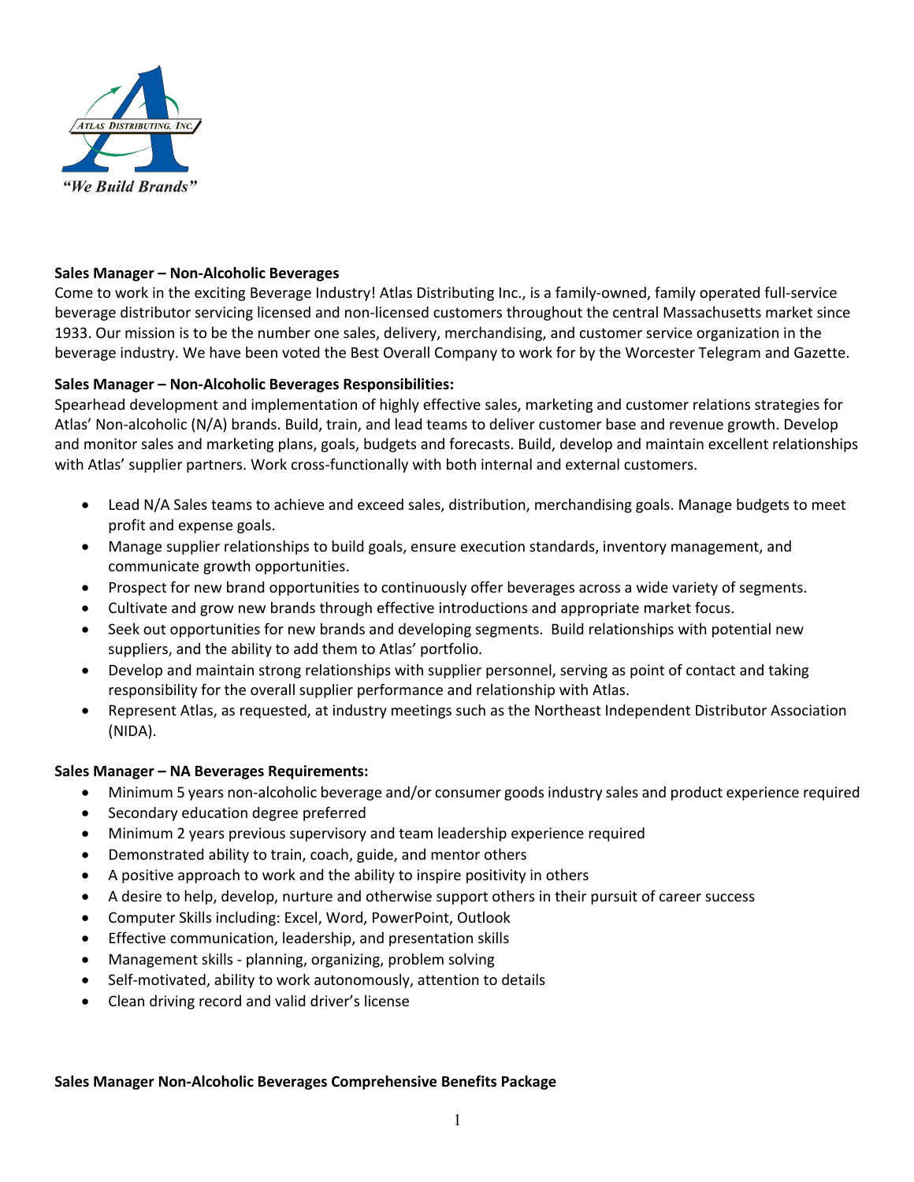ATLAS DISTRIBUTING, INC.

*"We Build Brands"*

**Sales Manager – Non-Alcoholic Beverages**

Come to work in the exciting Beverage Industry! Atlas Distributing Inc., is a family-owned, family operated full-service beverage distributor servicing licensed and non-licensed customers throughout the central Massachusetts market since 1933. Our mission is to be the number one sales, delivery, merchandising, and customer service organization in the beverage industry. We have been voted the Best Overall Company to work for by the Worcester Telegram and Gazette.

**Sales Manager – Non-Alcoholic Beverages Responsibilities:**

Spearhead development and implementation of highly effective sales, marketing and customer relations strategies for Atlas' Non-alcoholic (N/A) brands. Build, train, and lead teams to deliver customer base and revenue growth. Develop and monitor sales and marketing plans, goals, budgets and forecasts. Build, develop and maintain excellent relationships with Atlas' supplier partners. Work cross-functionally with both internal and external customers.

- Lead N/A Sales teams to achieve and exceed sales, distribution, merchandising goals. Manage budgets to meet profit and expense goals.
- Manage supplier relationships to build goals, ensure execution standards, inventory management, and communicate growth opportunities.
- Prospect for new brand opportunities to continuously offer beverages across a wide variety of segments.
- Cultivate and grow new brands through effective introductions and appropriate market focus.
- Seek out opportunities for new brands and developing segments. Build relationships with potential new suppliers, and the ability to add them to Atlas' portfolio.
- Develop and maintain strong relationships with supplier personnel, serving as point of contact and taking responsibility for the overall supplier performance and relationship with Atlas.
- Represent Atlas, as requested, at industry meetings such as the Northeast Independent Distributor Association (NIDA).

**Sales Manager – NA Beverages Requirements:**

- Minimum 5 years non-alcoholic beverage and/or consumer goods industry sales and product experience required
- Secondary education degree preferred
- Minimum 2 years previous supervisory and team leadership experience required
- Demonstrated ability to train, coach, guide, and mentor others
- A positive approach to work and the ability to inspire positivity in others
- A desire to help, develop, nurture and otherwise support others in their pursuit of career success
- Computer Skills including: Excel, Word, PowerPoint, Outlook
- Effective communication, leadership, and presentation skills
- Management skills - planning, organizing, problem solving
- Self-motivated, ability to work autonomously, attention to details
- Clean driving record and valid driver's license

**Sales Manager Non-Alcoholic Beverages Comprehensive Benefits Package**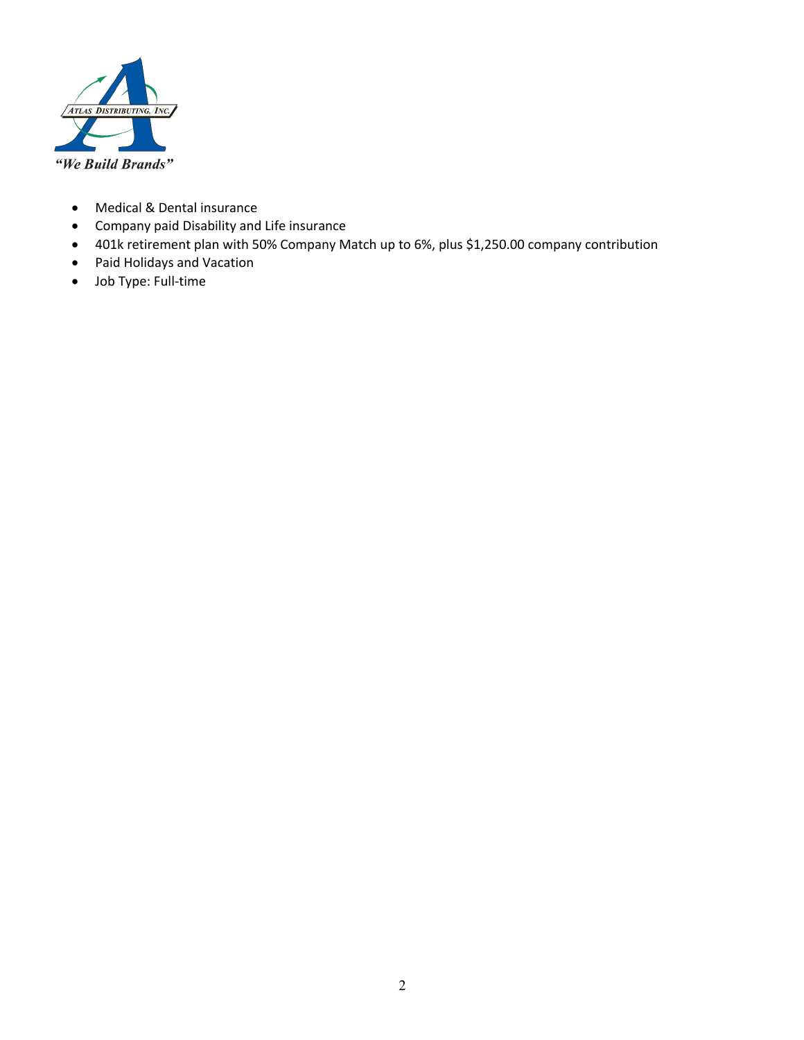- Medical & Dental insurance
- Company paid Disability and Life insurance
- 401k retirement plan with 50% Company Match up to 6%, plus $1,250.00 company contribution
- Paid Holidays and Vacation
- Job Type: Full-time